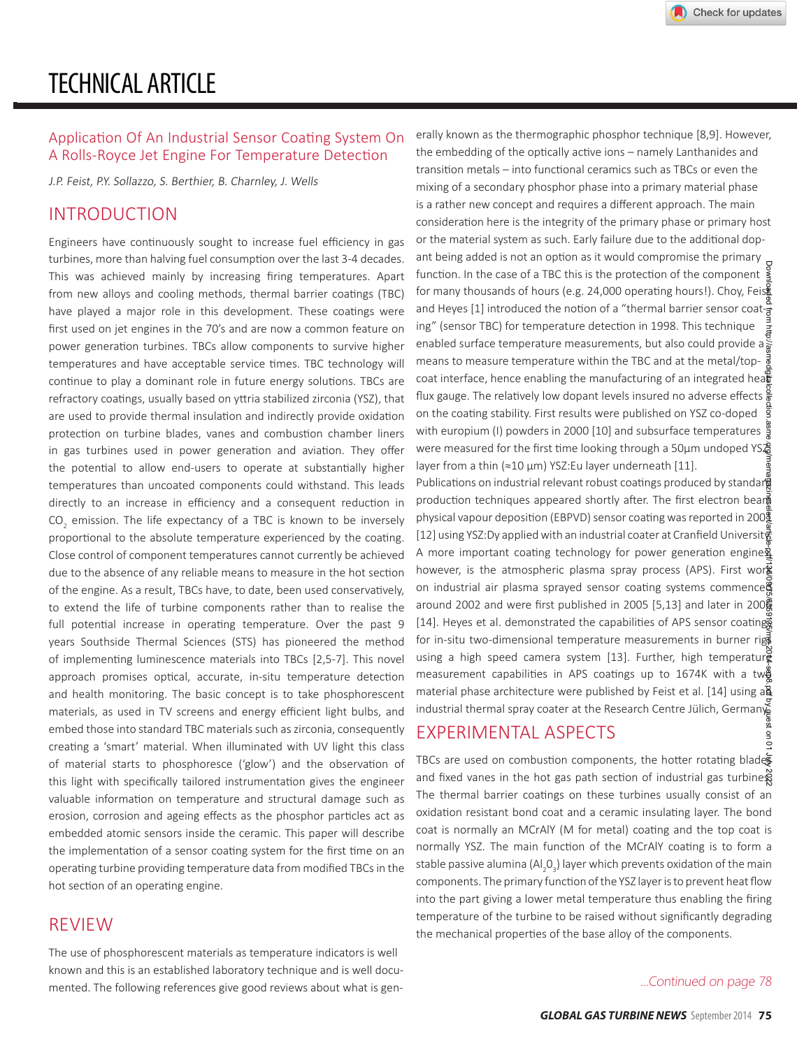# TECHNICAL ARTICLE

## Application Of An Industrial Sensor Coating System On A Rolls-Royce Jet Engine For Temperature Detection

*J.P. Feist, P.Y. Sollazzo, S. Berthier, B. Charnley, J. Wells*

## INTRODUCTION

Engineers have continuously sought to increase fuel efficiency in gas turbines, more than halving fuel consumption over the last 3-4 decades. This was achieved mainly by increasing firing temperatures. Apart from new alloys and cooling methods, thermal barrier coatings (TBC) have played a major role in this development. These coatings were first used on jet engines in the 70's and are now a common feature on power generation turbines. TBCs allow components to survive higher temperatures and have acceptable service times. TBC technology will continue to play a dominant role in future energy solutions. TBCs are refractory coatings, usually based on yttria stabilized zirconia (YSZ), that are used to provide thermal insulation and indirectly provide oxidation protection on turbine blades, vanes and combustion chamber liners in gas turbines used in power generation and aviation. They offer the potential to allow end-users to operate at substantially higher temperatures than uncoated components could withstand. This leads directly to an increase in efficiency and a consequent reduction in $CO_2$ emission. The life expectancy of a TBC is known to be inversely proportional to the absolute temperature experienced by the coating. Close control of component temperatures cannot currently be achieved due to the absence of any reliable means to measure in the hot section of the engine. As a result, TBCs have, to date, been used conservatively, to extend the life of turbine components rather than to realise the full potential increase in operating temperature. Over the past 9 years Southside Thermal Sciences (STS) has pioneered the method of implementing luminescence materials into TBCs [2,5-7]. This novel approach promises optical, accurate, in-situ temperature detection and health monitoring. The basic concept is to take phosphorescent materials, as used in TV screens and energy efficient light bulbs, and embed those into standard TBC materials such as zirconia, consequently creating a 'smart' material. When illuminated with UV light this class of material starts to phosphoresce ('glow') and the observation of this light with specifically tailored instrumentation gives the engineer valuable information on temperature and structural damage such as erosion, corrosion and ageing effects as the phosphor particles act as embedded atomic sensors inside the ceramic. This paper will describe the implementation of a sensor coating system for the first time on an operating turbine providing temperature data from modified TBCs in the hot section of an operating engine.

## REVIEW

The use of phosphorescent materials as temperature indicators is well known and this is an established laboratory technique and is well documented. The following references give good reviews about what is generally known as the thermographic phosphor technique [8,9]. However, the embedding of the optically active ions – namely Lanthanides and transition metals – into functional ceramics such as TBCs or even the mixing of a secondary phosphor phase into a primary material phase is a rather new concept and requires a different approach. The main consideration here is the integrity of the primary phase or primary host or the material system as such. Early failure due to the additional dopant being added is not an option as it would compromise the primary function. In the case of a TBC this is the protection of the component for many thousands of hours (e.g. 24,000 operating hours!). Choy, Feist and Heyes [1] introduced the notion of a "thermal barrier sensor coating" (sensor TBC) for temperature detection in 1998. This technique enabled surface temperature measurements, but also could provide a means to measure temperature within the TBC and at the metal/top-coat interface, hence enabling the manufacturing of an integrated heat flux gauge. The relatively low dopant levels insured no adverse effects on the coating stability. First results were published on YSZ co-doped with europium (I) powders in 2000 [10] and subsurface temperatures were measured for the first time looking through a 50µm undoped YSZ layer from a thin (≈10 µm) YSZ:Eu layer underneath [11].

Publications on industrial relevant robust coatings produced by standard production techniques appeared shortly after. The first electron beam physical vapour deposition (EBPVD) sensor coating was reported in 2001 [12] using YSZ:Dy applied with an industrial coater at Cranfield University. A more important coating technology for power generation engines however, is the atmospheric plasma spray process (APS). First work on industrial air plasma sprayed sensor coating systems commenced around 2002 and were first published in 2005 [5,13] and later in 2008 [14]. Heyes et al. demonstrated the capabilities of APS sensor coatings for in-situ two-dimensional temperature measurements in burner rigs using a high speed camera system [13]. Further, high temperature measurement capabilities in APS coatings up to 1674K with a two material phase architecture were published by Feist et al. [14] using an industrial thermal spray coater at the Research Centre Jülich, Germany.

## EXPERIMENTAL ASPECTS

TBCs are used on combustion components, the hotter rotating blades and fixed vanes in the hot gas path section of industrial gas turbines. The thermal barrier coatings on these turbines usually consist of an oxidation resistant bond coat and a ceramic insulating layer. The bond coat is normally an MCrAlY (M for metal) coating and the top coat is normally YSZ. The main function of the MCrAlY coating is to form a stable passive alumina ($Al_2O_3$) layer which prevents oxidation of the main components. The primary function of the YSZ layer is to prevent heat flow into the part giving a lower metal temperature thus enabling the firing temperature of the turbine to be raised without significantly degrading the mechanical properties of the base alloy of the components.

*...Continued on page 78*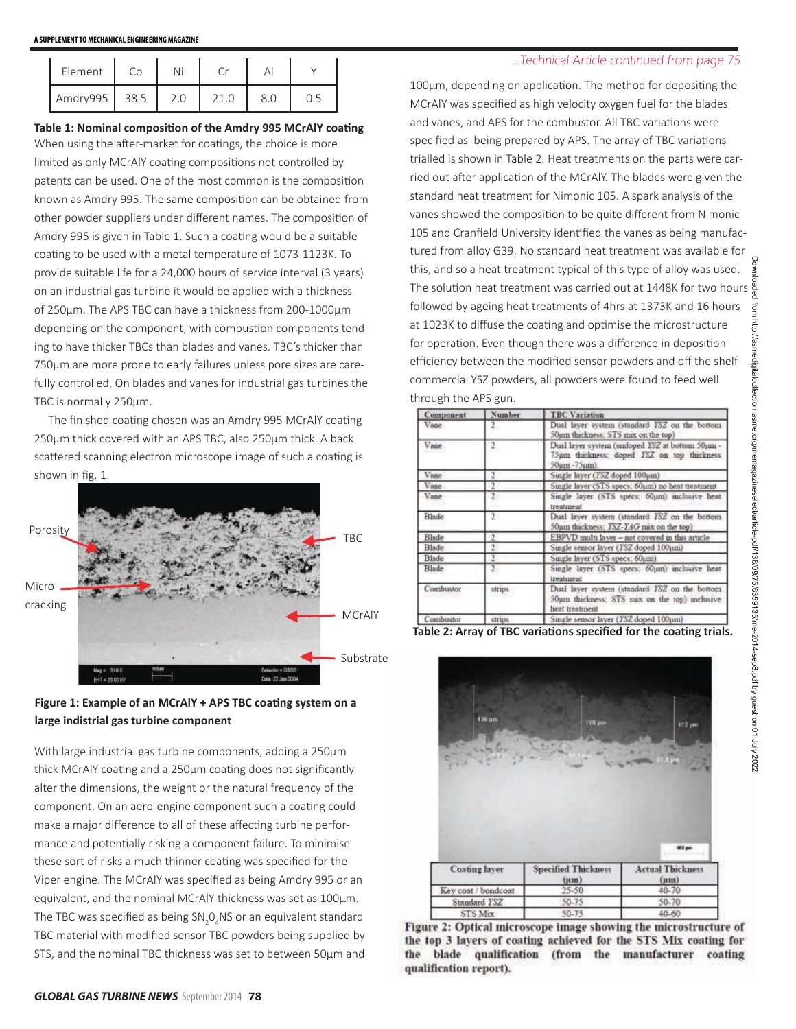| Element | Co | Ni | Cr | Al | Y |
|---|---|---|---|---|---|
| Amdry995 | 38.5 | 2.0 | 21.0 | 8.0 | 0.5 |

**Table 1: Nominal composition of the Amdry 995 MCrAlY coating**

When using the after-market for coatings, the choice is more limited as only MCrAlY coating compositions not controlled by patents can be used. One of the most common is the composition known as Amdry 995. The same composition can be obtained from other powder suppliers under different names. The composition of Amdry 995 is given in Table 1. Such a coating would be a suitable coating to be used with a metal temperature of 1073-1123K. To provide suitable life for a 24,000 hours of service interval (3 years) on an industrial gas turbine it would be applied with a thickness of 250µm. The APS TBC can have a thickness from 200-1000µm depending on the component, with combustion components tending to have thicker TBCs than blades and vanes. TBC's thicker than 750µm are more prone to early failures unless pore sizes are carefully controlled. On blades and vanes for industrial gas turbines the TBC is normally 250µm.

The finished coating chosen was an Amdry 995 MCrAlY coating 250µm thick covered with an APS TBC, also 250µm thick. A back scattered scanning electron microscope image of such a coating is shown in fig. 1.

**Figure 1: Example of an MCrAlY + APS TBC coating system on a large indistrial gas turbine component**

With large industrial gas turbine components, adding a 250µm thick MCrAlY coating and a 250µm coating does not significantly alter the dimensions, the weight or the natural frequency of the component. On an aero-engine component such a coating could make a major difference to all of these affecting turbine performance and potentially risking a component failure. To minimise these sort of risks a much thinner coating was specified for the Viper engine. The MCrAlY was specified as being Amdry 995 or an equivalent, and the nominal MCrAlY thickness was set as 100µm. The TBC was specified as being $SN_2O_4NS$ or an equivalent standard TBC material with modified sensor TBC powders being supplied by STS, and the nominal TBC thickness was set to between 50µm and 100µm, depending on application. The method for depositing the MCrAlY was specified as high velocity oxygen fuel for the blades and vanes, and APS for the combustor. All TBC variations were specified as being prepared by APS. The array of TBC variations trialled is shown in Table 2. Heat treatments on the parts were carried out after application of the MCrAlY. The blades were given the standard heat treatment for Nimonic 105. A spark analysis of the vanes showed the composition to be quite different from Nimonic 105 and Cranfield University identified the vanes as being manufactured from alloy G39. No standard heat treatment was available for this, and so a heat treatment typical of this type of alloy was used. The solution heat treatment was carried out at 1448K for two hours followed by ageing heat treatments of 4hrs at 1373K and 16 hours at 1023K to diffuse the coating and optimise the microstructure for operation. Even though there was a difference in deposition efficiency between the modified sensor powders and off the shelf commercial YSZ powders, all powders were found to feed well through the APS gun.

| Component | Number | TBC Variation |
|---|---|---|
| Vane | 2 | Dual layer system (standard YSZ on the bottom 50µm thickness; STS mix on the top) |
| Vane | 2 | Dual layer system (undoped YSZ at bottom 50µm - 75µm thickness; doped YSZ on top thickness 50µm -75µm) |
| Vane | 2 | Single layer (YSZ doped 100µm) |
| Vane | 2 | Single layer (STS specs; 60µm) no heat treatment |
| Vane | 2 | Single layer (STS specs; 60µm) inclusive heat treatment |
| Blade | 2 | Dual layer system (standard YSZ on the bottom 50µm thickness; YSZ-YAG mix on the top) |
| Blade | 2 | EBPVD multi layer – not covered in this article |
| Blade | 2 | Single sensor layer (YSZ doped 100µm) |
| Blade | 2 | Single layer (STS specs; 60µm) |
| Blade | 2 | Single layer (STS specs; 60µm) inclusive heat treatment |
| Combustor | strips | Dual layer system (standard YSZ on the bottom 50µm thickness; STS mix on the top) inclusive heat treatment |
| Combustor | strips | Single sensor layer (YSZ doped 100µm) |

**Table 2: Array of TBC variations specified for the coating trials.**

| Coating layer | Specified Thickness (µm) | Actual Thickness (µm) |
|---|---|---|
| Key coat / bondcoat | 25-50 | 40-70 |
| Standard YSZ | 50-75 | 50-70 |
| STS Mix | 50-75 | 40-60 |

**Figure 2: Optical microscope image showing the microstructure of the top 3 layers of coating achieved for the STS Mix coating for the blade qualification (from the manufacturer coating qualification report).**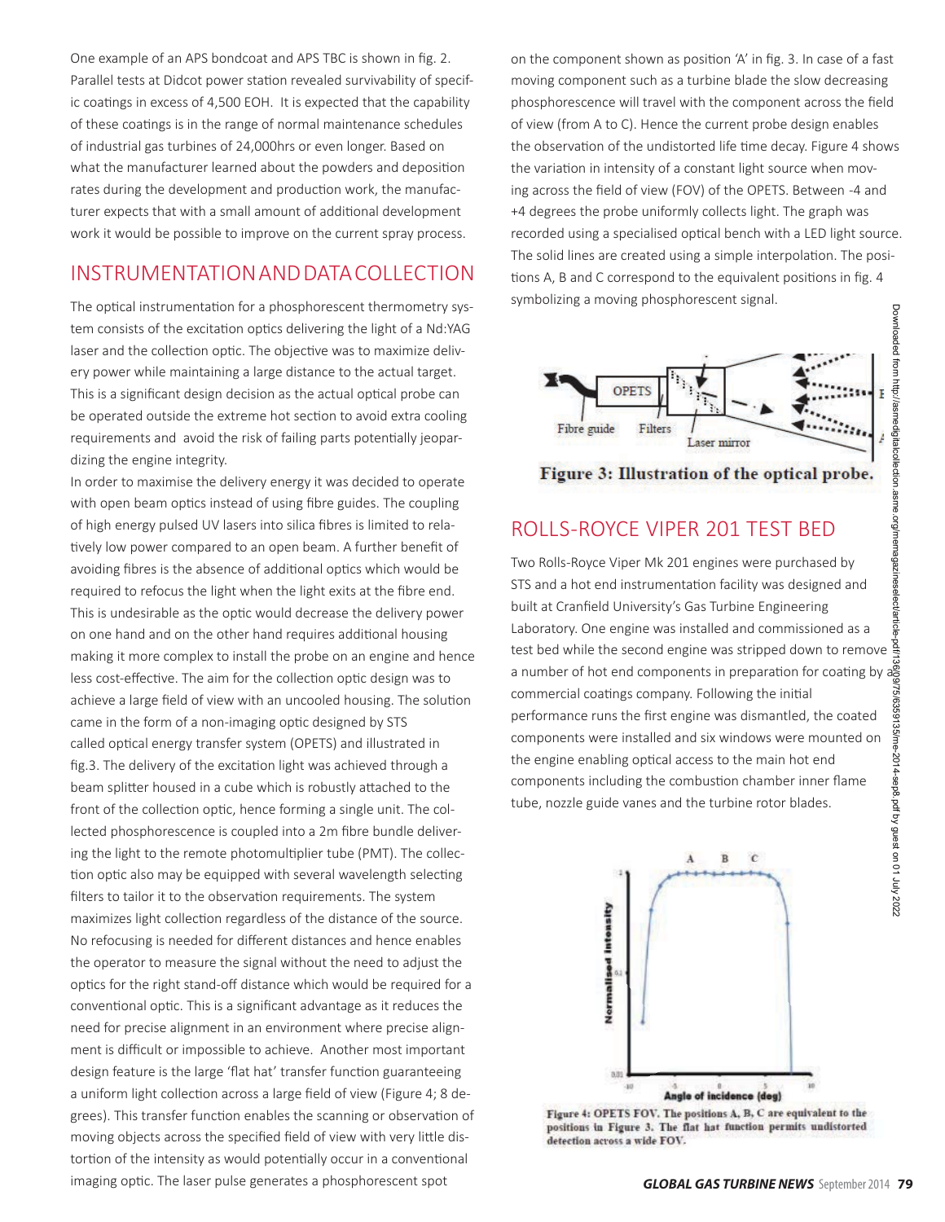One example of an APS bondcoat and APS TBC is shown in fig. 2. Parallel tests at Didcot power station revealed survivability of specific coatings in excess of 4,500 EOH. It is expected that the capability of these coatings is in the range of normal maintenance schedules of industrial gas turbines of 24,000hrs or even longer. Based on what the manufacturer learned about the powders and deposition rates during the development and production work, the manufacturer expects that with a small amount of additional development work it would be possible to improve on the current spray process.

## INSTRUMENTATION AND DATA COLLECTION

The optical instrumentation for a phosphorescent thermometry system consists of the excitation optics delivering the light of a Nd:YAG laser and the collection optic. The objective was to maximize delivery power while maintaining a large distance to the actual target. This is a significant design decision as the actual optical probe can be operated outside the extreme hot section to avoid extra cooling requirements and avoid the risk of failing parts potentially jeopardizing the engine integrity.

In order to maximise the delivery energy it was decided to operate with open beam optics instead of using fibre guides. The coupling of high energy pulsed UV lasers into silica fibres is limited to relatively low power compared to an open beam. A further benefit of avoiding fibres is the absence of additional optics which would be required to refocus the light when the light exits at the fibre end. This is undesirable as the optic would decrease the delivery power on one hand and on the other hand requires additional housing making it more complex to install the probe on an engine and hence less cost-effective. The aim for the collection optic design was to achieve a large field of view with an uncooled housing. The solution came in the form of a non-imaging optic designed by STS called optical energy transfer system (OPETS) and illustrated in fig.3. The delivery of the excitation light was achieved through a beam splitter housed in a cube which is robustly attached to the front of the collection optic, hence forming a single unit. The collected phosphorescence is coupled into a 2m fibre bundle delivering the light to the remote photomultiplier tube (PMT). The collection optic also may be equipped with several wavelength selecting filters to tailor it to the observation requirements. The system maximizes light collection regardless of the distance of the source. No refocusing is needed for different distances and hence enables the operator to measure the signal without the need to adjust the optics for the right stand-off distance which would be required for a conventional optic. This is a significant advantage as it reduces the need for precise alignment in an environment where precise alignment is difficult or impossible to achieve. Another most important design feature is the large 'flat hat' transfer function guaranteeing a uniform light collection across a large field of view (Figure 4; 8 degrees). This transfer function enables the scanning or observation of moving objects across the specified field of view with very little distortion of the intensity as would potentially occur in a conventional imaging optic. The laser pulse generates a phosphorescent spot on the component shown as position 'A' in fig. 3. In case of a fast moving component such as a turbine blade the slow decreasing phosphorescence will travel with the component across the field of view (from A to C). Hence the current probe design enables the observation of the undistorted life time decay. Figure 4 shows the variation in intensity of a constant light source when moving across the field of view (FOV) of the OPETS. Between -4 and +4 degrees the probe uniformly collects light. The graph was recorded using a specialised optical bench with a LED light source. The solid lines are created using a simple interpolation. The positions A, B and C correspond to the equivalent positions in fig. 4 symbolizing a moving phosphorescent signal.

Figure 3: Illustration of the optical probe.

## ROLLS-ROYCE VIPER 201 TEST BED

Two Rolls-Royce Viper Mk 201 engines were purchased by STS and a hot end instrumentation facility was designed and built at Cranfield University's Gas Turbine Engineering Laboratory. One engine was installed and commissioned as a test bed while the second engine was stripped down to remove a number of hot end components in preparation for coating by a commercial coatings company. Following the initial performance runs the first engine was dismantled, the coated components were installed and six windows were mounted on the engine enabling optical access to the main hot end components including the combustion chamber inner flame tube, nozzle guide vanes and the turbine rotor blades.

Figure 4: OPETS FOV. The positions A, B, C are equivalent to the positions in Figure 3. The flat hat function permits undistorted detection across a wide FOV.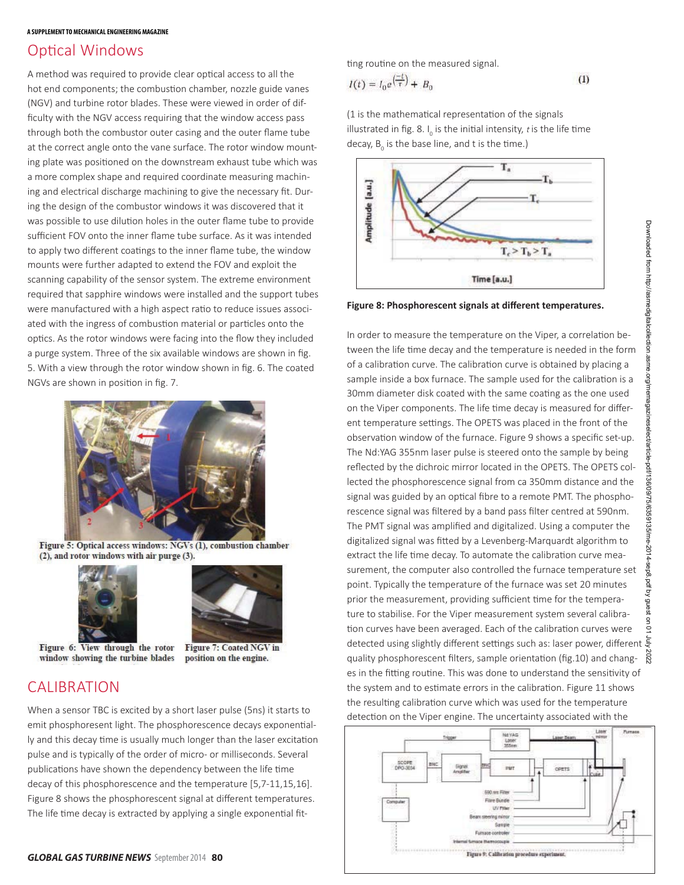## Optical Windows

A method was required to provide clear optical access to all the hot end components; the combustion chamber, nozzle guide vanes (NGV) and turbine rotor blades. These were viewed in order of difficulty with the NGV access requiring that the window access pass through both the combustor outer casing and the outer flame tube at the correct angle onto the vane surface. The rotor window mounting plate was positioned on the downstream exhaust tube which was a more complex shape and required coordinate measuring machining and electrical discharge machining to give the necessary fit. During the design of the combustor windows it was discovered that it was possible to use dilution holes in the outer flame tube to provide sufficient FOV onto the inner flame tube surface. As it was intended to apply two different coatings to the inner flame tube, the window mounts were further adapted to extend the FOV and exploit the scanning capability of the sensor system. The extreme environment required that sapphire windows were installed and the support tubes were manufactured with a high aspect ratio to reduce issues associated with the ingress of combustion material or particles onto the optics. As the rotor windows were facing into the flow they included a purge system. Three of the six available windows are shown in fig. 5. With a view through the rotor window shown in fig. 6. The coated NGVs are shown in position in fig. 7.

Figure 5: Optical access windows: NGVs (1), combustion chamber (2), and rotor windows with air purge (3).

Figure 6: View through the rotor window showing the turbine blades

Figure 7: Coated NGV in position on the engine.

## CALIBRATION

When a sensor TBC is excited by a short laser pulse (5ns) it starts to emit phosphoresent light. The phosphorescence decays exponentially and this decay time is usually much longer than the laser excitation pulse and is typically of the order of micro- or milliseconds. Several publications have shown the dependency between the life time decay of this phosphorescence and the temperature [5,7-11,15,16]. Figure 8 shows the phosphorescent signal at different temperatures. The life time decay is extracted by applying a single exponential fitting routine on the measured signal.

$$I(t) = I_0 e^{\left(\frac{-t}{\tau}\right)} + B_0 \quad (1)$$

(1 is the mathematical representation of the signals illustrated in fig. 8. $I_0$ is the initial intensity, $\tau$ is the life time decay, $B_0$ is the base line, and t is the time.)

Figure 8: Phosphorescent signals at different temperatures.

In order to measure the temperature on the Viper, a correlation between the life time decay and the temperature is needed in the form of a calibration curve. The calibration curve is obtained by placing a sample inside a box furnace. The sample used for the calibration is a 30mm diameter disk coated with the same coating as the one used on the Viper components. The life time decay is measured for different temperature settings. The OPETS was placed in the front of the observation window of the furnace. Figure 9 shows a specific set-up. The Nd:YAG 355nm laser pulse is steered onto the sample by being reflected by the dichroic mirror located in the OPETS. The OPETS collected the phosphorescence signal from ca 350mm distance and the signal was guided by an optical fibre to a remote PMT. The phosphorescence signal was filtered by a band pass filter centred at 590nm. The PMT signal was amplified and digitalized. Using a computer the digitalized signal was fitted by a Levenberg-Marquardt algorithm to extract the life time decay. To automate the calibration curve measurement, the computer also controlled the furnace temperature set point. Typically the temperature of the furnace was set 20 minutes prior the measurement, providing sufficient time for the temperature to stabilise. For the Viper measurement system several calibration curves have been averaged. Each of the calibration curves were detected using slightly different settings such as: laser power, different quality phosphorescent filters, sample orientation (fig.10) and changes in the fitting routine. This was done to understand the sensitivity of the system and to estimate errors in the calibration. Figure 11 shows the resulting calibration curve which was used for the temperature detection on the Viper engine. The uncertainty associated with the

Figure 9: Calibration procedure experiment.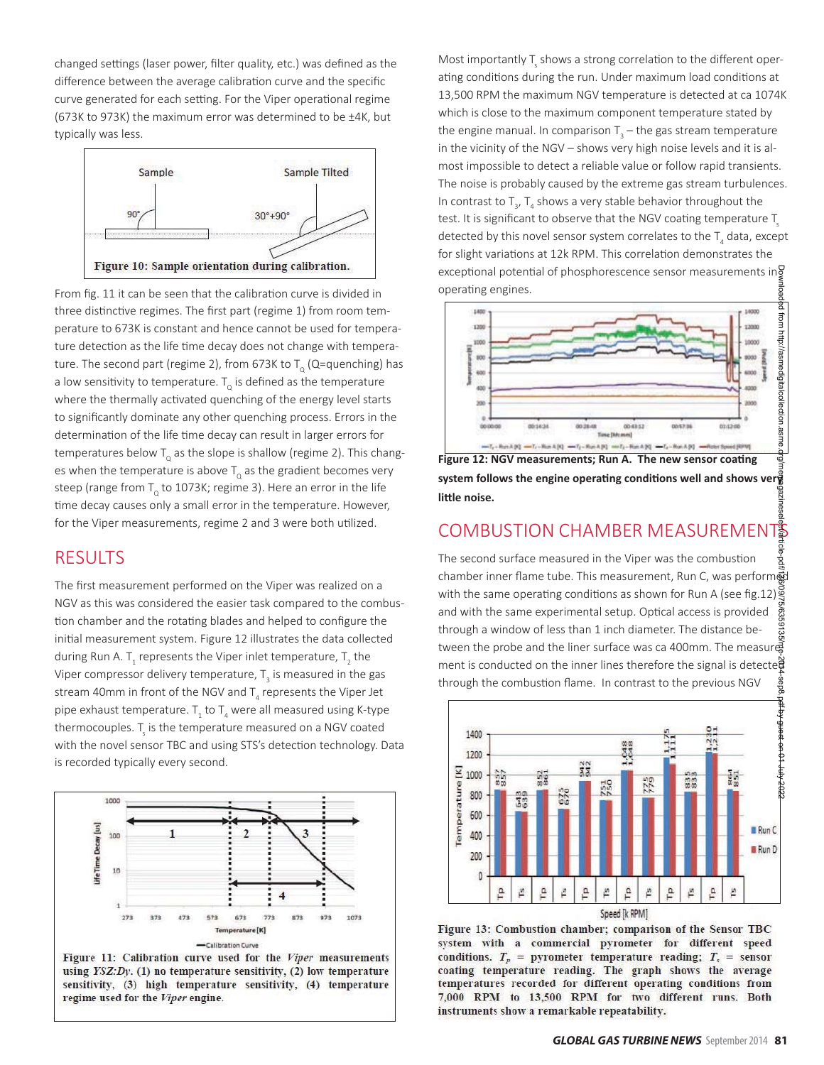changed settings (laser power, filter quality, etc.) was defined as the difference between the average calibration curve and the specific curve generated for each setting. For the Viper operational regime (673K to 973K) the maximum error was determined to be ±4K, but typically was less.

**Figure 10: Sample orientation during calibration.**

From fig. 11 it can be seen that the calibration curve is divided in three distinctive regimes. The first part (regime 1) from room temperature to 673K is constant and hence cannot be used for temperature detection as the life time decay does not change with temperature. The second part (regime 2), from 673K to $T_Q$ (Q=quenching) has a low sensitivity to temperature. $T_Q$ is defined as the temperature where the thermally activated quenching of the energy level starts to significantly dominate any other quenching process. Errors in the determination of the life time decay can result in larger errors for temperatures below $T_Q$ as the slope is shallow (regime 2). This changes when the temperature is above $T_Q$ as the gradient becomes very steep (range from $T_Q$ to 1073K; regime 3). Here an error in the life time decay causes only a small error in the temperature. However, for the Viper measurements, regime 2 and 3 were both utilized.

## RESULTS

The first measurement performed on the Viper was realized on a NGV as this was considered the easier task compared to the combustion chamber and the rotating blades and helped to configure the initial measurement system. Figure 12 illustrates the data collected during Run A. $T_1$ represents the Viper inlet temperature, $T_2$ the Viper compressor delivery temperature, $T_3$ is measured in the gas stream 40mm in front of the NGV and $T_4$ represents the Viper Jet pipe exhaust temperature. $T_1$ to $T_4$ were all measured using K-type thermocouples. $T_s$ is the temperature measured on a NGV coated with the novel sensor TBC and using STS's detection technology. Data is recorded typically every second.

**Figure 11: Calibration curve used for the *Viper* measurements using *YSZ:Dy*. (1) no temperature sensitivity, (2) low temperature sensitivity, (3) high temperature sensitivity, (4) temperature regime used for the *Viper* engine.**

Most importantly $T_s$ shows a strong correlation to the different operating conditions during the run. Under maximum load conditions at 13,500 RPM the maximum NGV temperature is detected at ca 1074K which is close to the maximum component temperature stated by the engine manual. In comparison $T_3$ – the gas stream temperature in the vicinity of the NGV – shows very high noise levels and it is almost impossible to detect a reliable value or follow rapid transients. The noise is probably caused by the extreme gas stream turbulences. In contrast to $T_3$, $T_4$ shows a very stable behavior throughout the test. It is significant to observe that the NGV coating temperature $T_s$ detected by this novel sensor system correlates to the $T_4$ data, except for slight variations at 12k RPM. This correlation demonstrates the exceptional potential of phosphorescence sensor measurements in operating engines.

**Figure 12: NGV measurements; Run A. The new sensor coating system follows the engine operating conditions well and shows very little noise.**

## COMBUSTION CHAMBER MEASUREMENTS

The second surface measured in the Viper was the combustion chamber inner flame tube. This measurement, Run C, was performed with the same operating conditions as shown for Run A (see fig.12) and with the same experimental setup. Optical access is provided through a window of less than 1 inch diameter. The distance between the probe and the liner surface was ca 400mm. The measurement is conducted on the inner lines therefore the signal is detected through the combustion flame. In contrast to the previous NGV

**Figure 13: Combustion chamber; comparison of the Sensor TBC system with a commercial pyrometer for different speed conditions. $T_p$ = pyrometer temperature reading; $T_s$ = sensor coating temperature reading. The graph shows the average temperatures recorded for different operating conditions from 7,000 RPM to 13,500 RPM for two different runs. Both instruments show a remarkable repeatability.**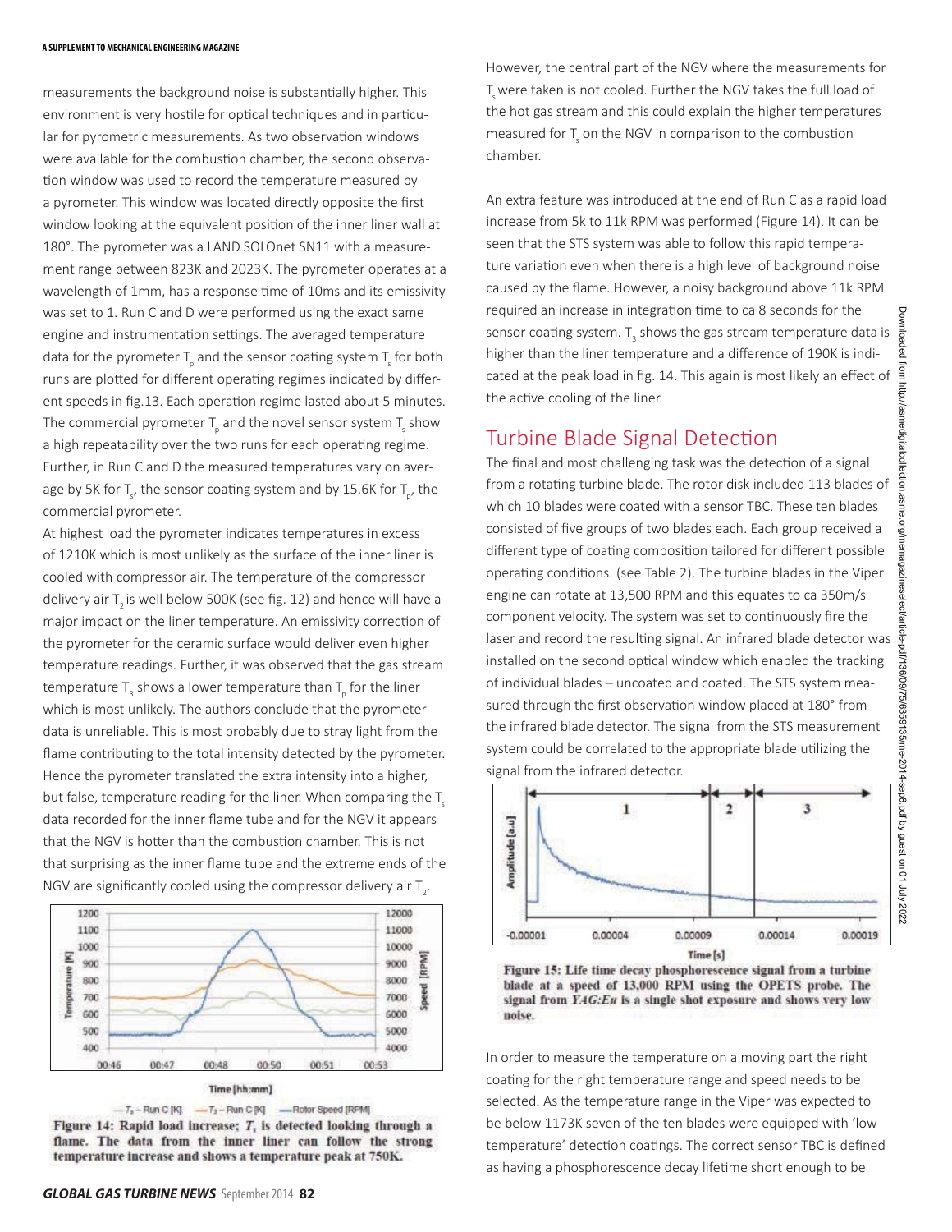measurements the background noise is substantially higher. This environment is very hostile for optical techniques and in particular for pyrometric measurements. As two observation windows were available for the combustion chamber, the second observation window was used to record the temperature measured by a pyrometer. This window was located directly opposite the first window looking at the equivalent position of the inner liner wall at 180°. The pyrometer was a LAND SOLOnet SN11 with a measurement range between 823K and 2023K. The pyrometer operates at a wavelength of 1mm, has a response time of 10ms and its emissivity was set to 1. Run C and D were performed using the exact same engine and instrumentation settings. The averaged temperature data for the pyrometer $T_p$ and the sensor coating system $T_s$ for both runs are plotted for different operating regimes indicated by different speeds in fig.13. Each operation regime lasted about 5 minutes. The commercial pyrometer $T_p$ and the novel sensor system $T_s$ show a high repeatability over the two runs for each operating regime. Further, in Run C and D the measured temperatures vary on average by 5K for $T_s$, the sensor coating system and by 15.6K for $T_p$, the commercial pyrometer.

At highest load the pyrometer indicates temperatures in excess of 1210K which is most unlikely as the surface of the inner liner is cooled with compressor air. The temperature of the compressor delivery air $T_2$ is well below 500K (see fig. 12) and hence will have a major impact on the liner temperature. An emissivity correction of the pyrometer for the ceramic surface would deliver even higher temperature readings. Further, it was observed that the gas stream temperature $T_3$ shows a lower temperature than $T_p$ for the liner which is most unlikely. The authors conclude that the pyrometer data is unreliable. This is most probably due to stray light from the flame contributing to the total intensity detected by the pyrometer. Hence the pyrometer translated the extra intensity into a higher, but false, temperature reading for the liner. When comparing the $T_s$ data recorded for the inner flame tube and for the NGV it appears that the NGV is hotter than the combustion chamber. This is not that surprising as the inner flame tube and the extreme ends of the NGV are significantly cooled using the compressor delivery air $T_2$.

**Figure 14: Rapid load increase; $T_s$ is detected looking through a flame. The data from the inner liner can follow the strong temperature increase and shows a temperature peak at 750K.**

However, the central part of the NGV where the measurements for $T_s$ were taken is not cooled. Further the NGV takes the full load of the hot gas stream and this could explain the higher temperatures measured for $T_s$ on the NGV in comparison to the combustion chamber.

An extra feature was introduced at the end of Run C as a rapid load increase from 5k to 11k RPM was performed (Figure 14). It can be seen that the STS system was able to follow this rapid temperature variation even when there is a high level of background noise caused by the flame. However, a noisy background above 11k RPM required an increase in integration time to ca 8 seconds for the sensor coating system. $T_3$ shows the gas stream temperature data is higher than the liner temperature and a difference of 190K is indicated at the peak load in fig. 14. This again is most likely an effect of the active cooling of the liner.

## Turbine Blade Signal Detection

The final and most challenging task was the detection of a signal from a rotating turbine blade. The rotor disk included 113 blades of which 10 blades were coated with a sensor TBC. These ten blades consisted of five groups of two blades each. Each group received a different type of coating composition tailored for different possible operating conditions. (see Table 2). The turbine blades in the Viper engine can rotate at 13,500 RPM and this equates to ca 350m/s component velocity. The system was set to continuously fire the laser and record the resulting signal. An infrared blade detector was installed on the second optical window which enabled the tracking of individual blades – uncoated and coated. The STS system measured through the first observation window placed at 180° from the infrared blade detector. The signal from the STS measurement system could be correlated to the appropriate blade utilizing the signal from the infrared detector.

**Figure 15: Life time decay phosphorescence signal from a turbine blade at a speed of 13,000 RPM using the OPETS probe. The signal from *YAG:Eu* is a single shot exposure and shows very low noise.**

In order to measure the temperature on a moving part the right coating for the right temperature range and speed needs to be selected. As the temperature range in the Viper was expected to be below 1173K seven of the ten blades were equipped with 'low temperature' detection coatings. The correct sensor TBC is defined as having a phosphorescence decay lifetime short enough to be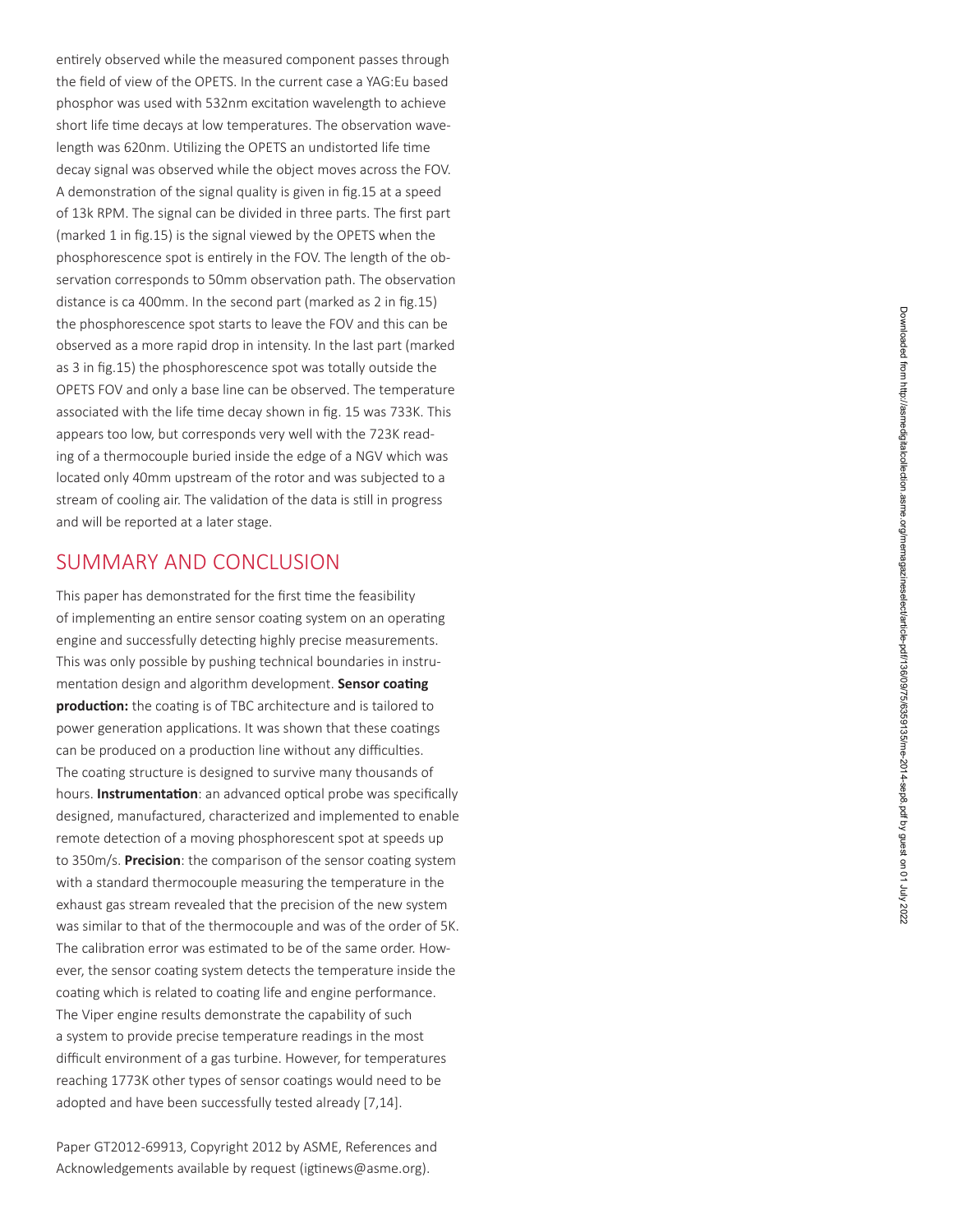entirely observed while the measured component passes through the field of view of the OPETS. In the current case a YAG:Eu based phosphor was used with 532nm excitation wavelength to achieve short life time decays at low temperatures. The observation wavelength was 620nm. Utilizing the OPETS an undistorted life time decay signal was observed while the object moves across the FOV. A demonstration of the signal quality is given in fig.15 at a speed of 13k RPM. The signal can be divided in three parts. The first part (marked 1 in fig.15) is the signal viewed by the OPETS when the phosphorescence spot is entirely in the FOV. The length of the observation corresponds to 50mm observation path. The observation distance is ca 400mm. In the second part (marked as 2 in fig.15) the phosphorescence spot starts to leave the FOV and this can be observed as a more rapid drop in intensity. In the last part (marked as 3 in fig.15) the phosphorescence spot was totally outside the OPETS FOV and only a base line can be observed. The temperature associated with the life time decay shown in fig. 15 was 733K. This appears too low, but corresponds very well with the 723K reading of a thermocouple buried inside the edge of a NGV which was located only 40mm upstream of the rotor and was subjected to a stream of cooling air. The validation of the data is still in progress and will be reported at a later stage.

## SUMMARY AND CONCLUSION

This paper has demonstrated for the first time the feasibility of implementing an entire sensor coating system on an operating engine and successfully detecting highly precise measurements. This was only possible by pushing technical boundaries in instrumentation design and algorithm development. **Sensor coating production:** the coating is of TBC architecture and is tailored to power generation applications. It was shown that these coatings can be produced on a production line without any difficulties. The coating structure is designed to survive many thousands of hours. **Instrumentation**: an advanced optical probe was specifically designed, manufactured, characterized and implemented to enable remote detection of a moving phosphorescent spot at speeds up to 350m/s. **Precision**: the comparison of the sensor coating system with a standard thermocouple measuring the temperature in the exhaust gas stream revealed that the precision of the new system was similar to that of the thermocouple and was of the order of 5K. The calibration error was estimated to be of the same order. However, the sensor coating system detects the temperature inside the coating which is related to coating life and engine performance. The Viper engine results demonstrate the capability of such a system to provide precise temperature readings in the most difficult environment of a gas turbine. However, for temperatures reaching 1773K other types of sensor coatings would need to be adopted and have been successfully tested already [7,14].

Paper GT2012-69913, Copyright 2012 by ASME, References and Acknowledgements available by request (igtinews@asme.org).